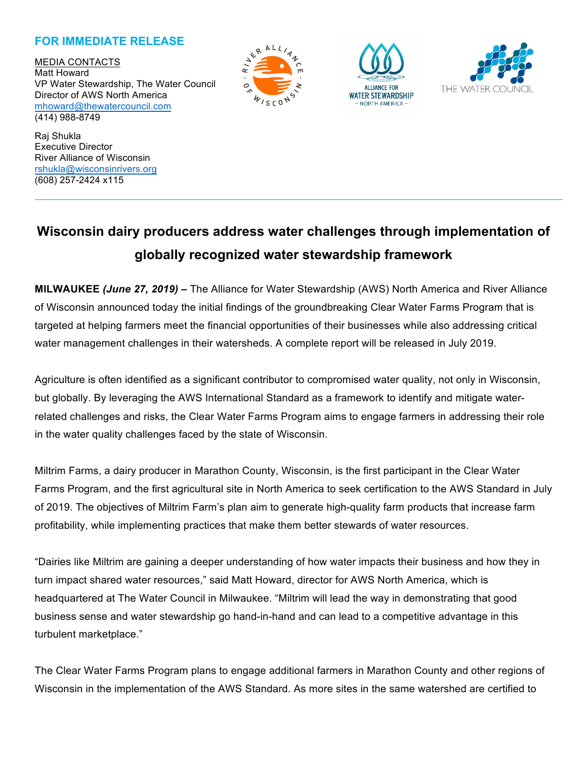**FOR IMMEDIATE RELEASE**

MEDIA CONTACTS
Matt Howard
VP Water Stewardship, The Water Council
Director of AWS North America
mhoward@thewatercouncil.com
(414) 988-8749

Raj Shukla
Executive Director
River Alliance of Wisconsin
rshukla@wisconsinrivers.org
(608) 257-2424 x115

# Wisconsin dairy producers address water challenges through implementation of globally recognized water stewardship framework

**MILWAUKEE** ***(June 27, 2019)*** **–** The Alliance for Water Stewardship (AWS) North America and River Alliance of Wisconsin announced today the initial findings of the groundbreaking Clear Water Farms Program that is targeted at helping farmers meet the financial opportunities of their businesses while also addressing critical water management challenges in their watersheds. A complete report will be released in July 2019.

Agriculture is often identified as a significant contributor to compromised water quality, not only in Wisconsin, but globally. By leveraging the AWS International Standard as a framework to identify and mitigate water-related challenges and risks, the Clear Water Farms Program aims to engage farmers in addressing their role in the water quality challenges faced by the state of Wisconsin.

Miltrim Farms, a dairy producer in Marathon County, Wisconsin, is the first participant in the Clear Water Farms Program, and the first agricultural site in North America to seek certification to the AWS Standard in July of 2019. The objectives of Miltrim Farm's plan aim to generate high-quality farm products that increase farm profitability, while implementing practices that make them better stewards of water resources.

"Dairies like Miltrim are gaining a deeper understanding of how water impacts their business and how they in turn impact shared water resources," said Matt Howard, director for AWS North America, which is headquartered at The Water Council in Milwaukee. "Miltrim will lead the way in demonstrating that good business sense and water stewardship go hand-in-hand and can lead to a competitive advantage in this turbulent marketplace."

The Clear Water Farms Program plans to engage additional farmers in Marathon County and other regions of Wisconsin in the implementation of the AWS Standard. As more sites in the same watershed are certified to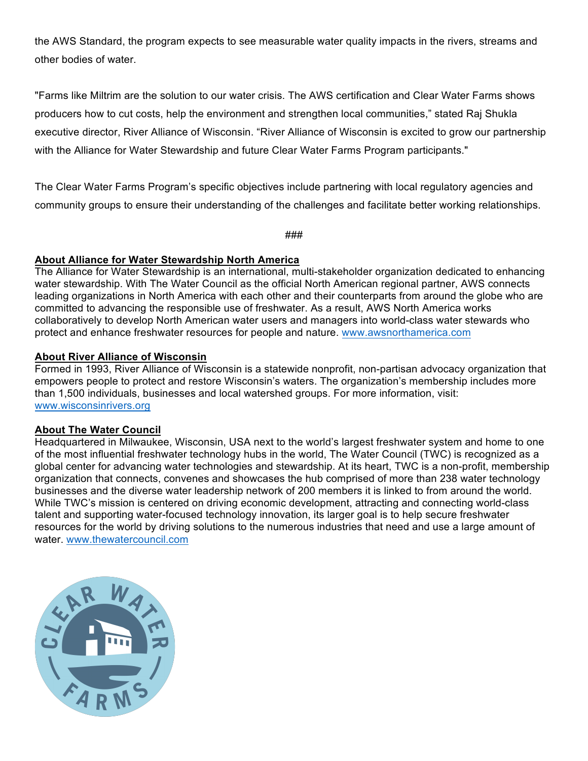the AWS Standard, the program expects to see measurable water quality impacts in the rivers, streams and other bodies of water.

"Farms like Miltrim are the solution to our water crisis. The AWS certification and Clear Water Farms shows producers how to cut costs, help the environment and strengthen local communities," stated Raj Shukla executive director, River Alliance of Wisconsin. "River Alliance of Wisconsin is excited to grow our partnership with the Alliance for Water Stewardship and future Clear Water Farms Program participants."

The Clear Water Farms Program's specific objectives include partnering with local regulatory agencies and community groups to ensure their understanding of the challenges and facilitate better working relationships.

###

**About Alliance for Water Stewardship North America**

The Alliance for Water Stewardship is an international, multi-stakeholder organization dedicated to enhancing water stewardship. With The Water Council as the official North American regional partner, AWS connects leading organizations in North America with each other and their counterparts from around the globe who are committed to advancing the responsible use of freshwater. As a result, AWS North America works collaboratively to develop North American water users and managers into world-class water stewards who protect and enhance freshwater resources for people and nature. www.awsnorthamerica.com

**About River Alliance of Wisconsin**

Formed in 1993, River Alliance of Wisconsin is a statewide nonprofit, non-partisan advocacy organization that empowers people to protect and restore Wisconsin's waters. The organization's membership includes more than 1,500 individuals, businesses and local watershed groups. For more information, visit: www.wisconsinrivers.org

**About The Water Council**

Headquartered in Milwaukee, Wisconsin, USA next to the world's largest freshwater system and home to one of the most influential freshwater technology hubs in the world, The Water Council (TWC) is recognized as a global center for advancing water technologies and stewardship. At its heart, TWC is a non-profit, membership organization that connects, convenes and showcases the hub comprised of more than 238 water technology businesses and the diverse water leadership network of 200 members it is linked to from around the world. While TWC's mission is centered on driving economic development, attracting and connecting world-class talent and supporting water-focused technology innovation, its larger goal is to help secure freshwater resources for the world by driving solutions to the numerous industries that need and use a large amount of water. www.thewatercouncil.com